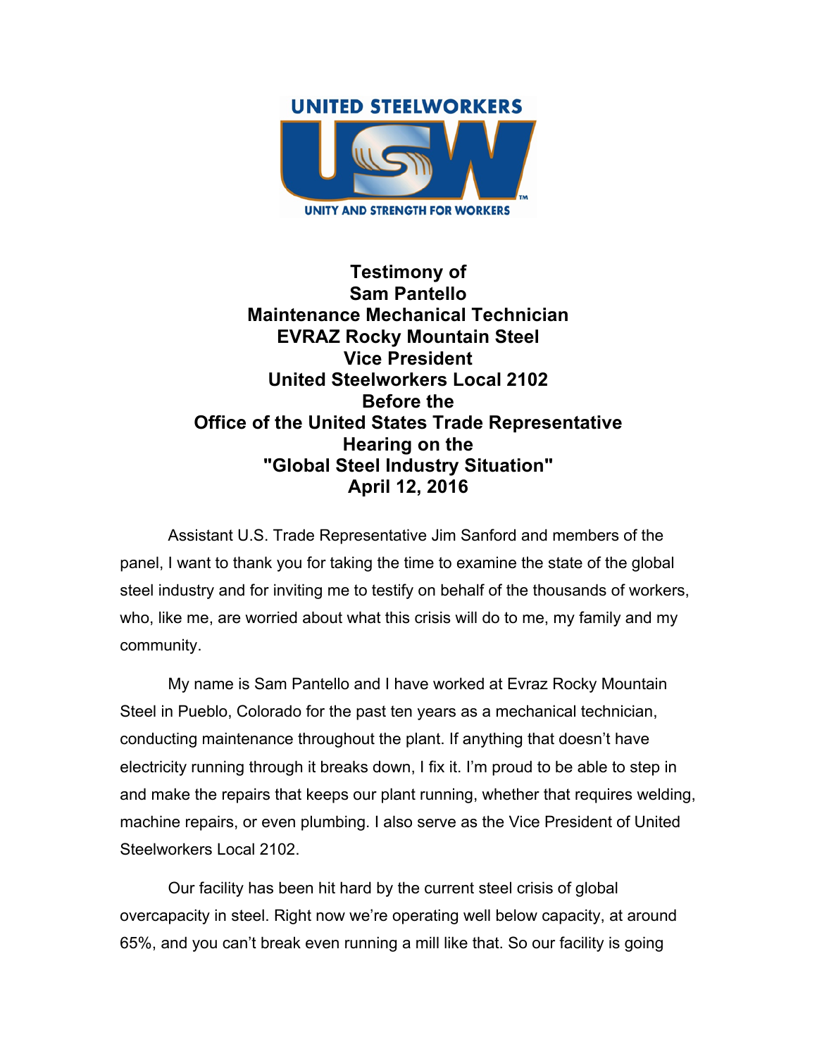UNITED STEELWORKERS

USW

UNITY AND STRENGTH FOR WORKERS

# Testimony of Sam Pantello Maintenance Mechanical Technician EVRAZ Rocky Mountain Steel Vice President United Steelworkers Local 2102 Before the Office of the United States Trade Representative Hearing on the "Global Steel Industry Situation" April 12, 2016

Assistant U.S. Trade Representative Jim Sanford and members of the panel, I want to thank you for taking the time to examine the state of the global steel industry and for inviting me to testify on behalf of the thousands of workers, who, like me, are worried about what this crisis will do to me, my family and my community.

My name is Sam Pantello and I have worked at Evraz Rocky Mountain Steel in Pueblo, Colorado for the past ten years as a mechanical technician, conducting maintenance throughout the plant. If anything that doesn't have electricity running through it breaks down, I fix it. I'm proud to be able to step in and make the repairs that keeps our plant running, whether that requires welding, machine repairs, or even plumbing. I also serve as the Vice President of United Steelworkers Local 2102.

Our facility has been hit hard by the current steel crisis of global overcapacity in steel. Right now we're operating well below capacity, at around 65%, and you can't break even running a mill like that. So our facility is going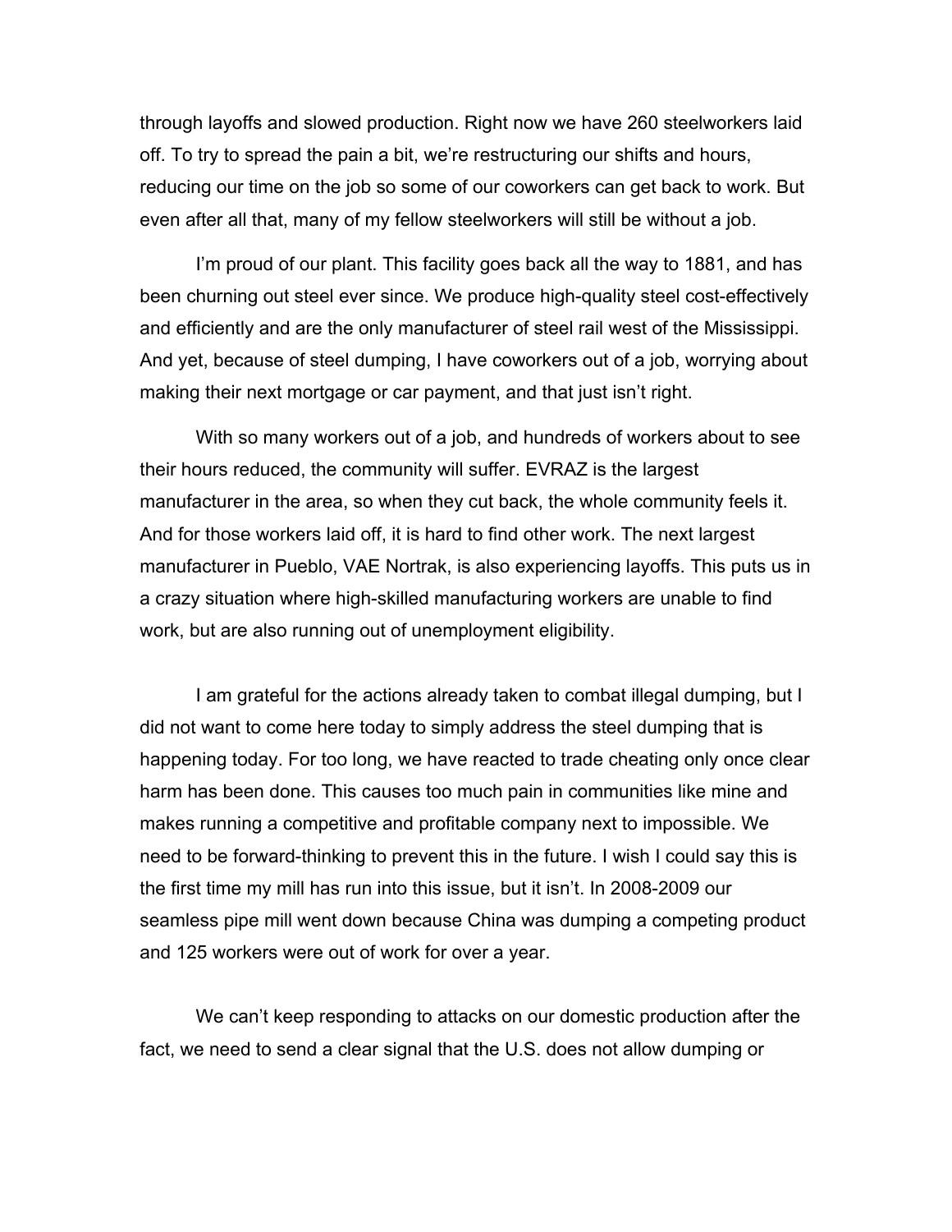through layoffs and slowed production. Right now we have 260 steelworkers laid off. To try to spread the pain a bit, we're restructuring our shifts and hours, reducing our time on the job so some of our coworkers can get back to work. But even after all that, many of my fellow steelworkers will still be without a job.

I'm proud of our plant. This facility goes back all the way to 1881, and has been churning out steel ever since. We produce high-quality steel cost-effectively and efficiently and are the only manufacturer of steel rail west of the Mississippi. And yet, because of steel dumping, I have coworkers out of a job, worrying about making their next mortgage or car payment, and that just isn't right.

With so many workers out of a job, and hundreds of workers about to see their hours reduced, the community will suffer. EVRAZ is the largest manufacturer in the area, so when they cut back, the whole community feels it. And for those workers laid off, it is hard to find other work. The next largest manufacturer in Pueblo, VAE Nortrak, is also experiencing layoffs. This puts us in a crazy situation where high-skilled manufacturing workers are unable to find work, but are also running out of unemployment eligibility.

I am grateful for the actions already taken to combat illegal dumping, but I did not want to come here today to simply address the steel dumping that is happening today. For too long, we have reacted to trade cheating only once clear harm has been done. This causes too much pain in communities like mine and makes running a competitive and profitable company next to impossible. We need to be forward-thinking to prevent this in the future. I wish I could say this is the first time my mill has run into this issue, but it isn't. In 2008-2009 our seamless pipe mill went down because China was dumping a competing product and 125 workers were out of work for over a year.

We can't keep responding to attacks on our domestic production after the fact, we need to send a clear signal that the U.S. does not allow dumping or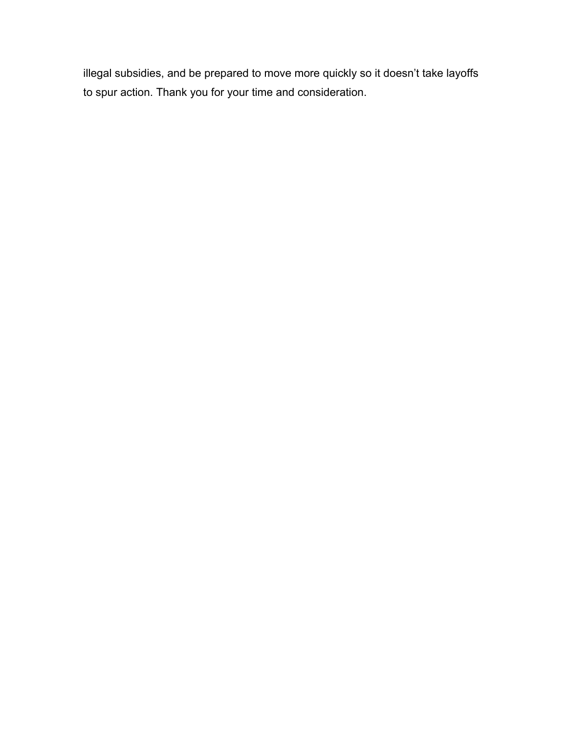illegal subsidies, and be prepared to move more quickly so it doesn't take layoffs to spur action. Thank you for your time and consideration.